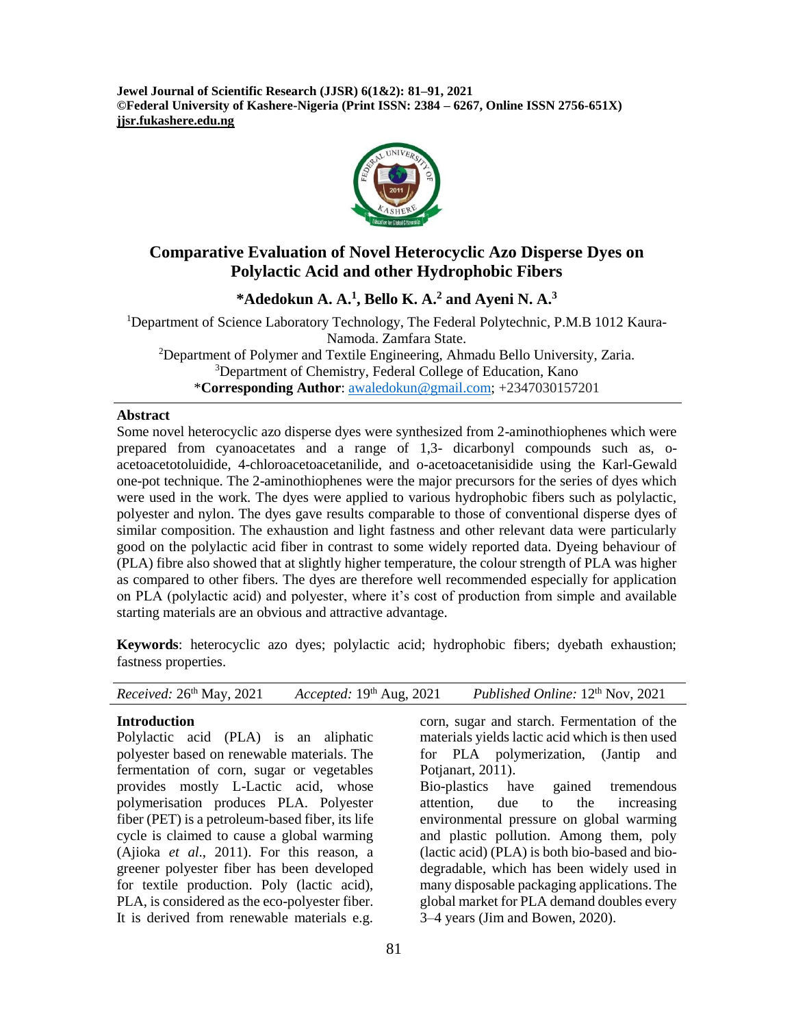# Comparative Evaluation of Novel Heterocyclic Azo Disperse Dyes on Polylactic Acid and other Hydrophobic Fibers

**\*Adedokun A. A.[1], Bello K. A.[2] and Ayeni N. A.[3]**

[1]Department of Science Laboratory Technology, The Federal Polytechnic, P.M.B 1012 Kaura-Namoda. Zamfara State.
[2]Department of Polymer and Textile Engineering, Ahmadu Bello University, Zaria.
[3]Department of Chemistry, Federal College of Education, Kano
\***Corresponding Author**: awaledokun@gmail.com; +2347030157201

## Abstract

Some novel heterocyclic azo disperse dyes were synthesized from 2-aminothiophenes which were prepared from cyanoacetates and a range of 1,3- dicarbonyl compounds such as, o-acetoacetotoluidide, 4-chloroacetoacetanilide, and o-acetoacetanisidide using the Karl-Gewald one-pot technique. The 2-aminothiophenes were the major precursors for the series of dyes which were used in the work. The dyes were applied to various hydrophobic fibers such as polylactic, polyester and nylon. The dyes gave results comparable to those of conventional disperse dyes of similar composition. The exhaustion and light fastness and other relevant data were particularly good on the polylactic acid fiber in contrast to some widely reported data. Dyeing behaviour of (PLA) fibre also showed that at slightly higher temperature, the colour strength of PLA was higher as compared to other fibers. The dyes are therefore well recommended especially for application on PLA (polylactic acid) and polyester, where it's cost of production from simple and available starting materials are an obvious and attractive advantage.

**Keywords**: heterocyclic azo dyes; polylactic acid; hydrophobic fibers; dyebath exhaustion; fastness properties.

*Received:* 26[th] May, 2021 *Accepted:* 19[th] Aug, 2021 *Published Online:* 12[th] Nov, 2021

## Introduction

Polylactic acid (PLA) is an aliphatic polyester based on renewable materials. The fermentation of corn, sugar or vegetables provides mostly L-Lactic acid, whose polymerisation produces PLA. Polyester fiber (PET) is a petroleum-based fiber, its life cycle is claimed to cause a global warming (Ajioka *et al*., 2011). For this reason, a greener polyester fiber has been developed for textile production. Poly (lactic acid), PLA, is considered as the eco-polyester fiber. It is derived from renewable materials e.g. corn, sugar and starch. Fermentation of the materials yields lactic acid which is then used for PLA polymerization, (Jantip and Potjanart, 2011).

Bio-plastics have gained tremendous attention, due to the increasing environmental pressure on global warming and plastic pollution. Among them, poly (lactic acid) (PLA) is both bio-based and bio-degradable, which has been widely used in many disposable packaging applications. The global market for PLA demand doubles every 3–4 years (Jim and Bowen, 2020).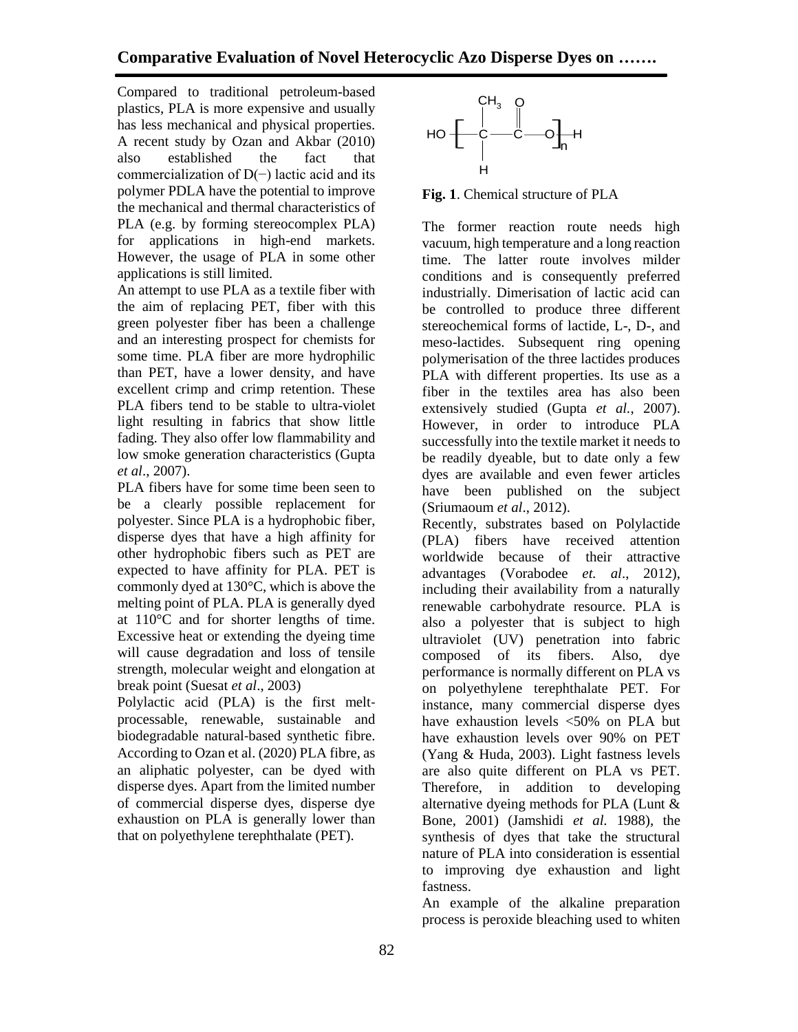Compared to traditional petroleum-based plastics, PLA is more expensive and usually has less mechanical and physical properties. A recent study by Ozan and Akbar (2010) also established the fact that commercialization of D(−) lactic acid and its polymer PDLA have the potential to improve the mechanical and thermal characteristics of PLA (e.g. by forming stereocomplex PLA) for applications in high-end markets. However, the usage of PLA in some other applications is still limited.

An attempt to use PLA as a textile fiber with the aim of replacing PET, fiber with this green polyester fiber has been a challenge and an interesting prospect for chemists for some time. PLA fiber are more hydrophilic than PET, have a lower density, and have excellent crimp and crimp retention. These PLA fibers tend to be stable to ultra-violet light resulting in fabrics that show little fading. They also offer low flammability and low smoke generation characteristics (Gupta *et al*., 2007).

PLA fibers have for some time been seen to be a clearly possible replacement for polyester. Since PLA is a hydrophobic fiber, disperse dyes that have a high affinity for other hydrophobic fibers such as PET are expected to have affinity for PLA. PET is commonly dyed at 130°C, which is above the melting point of PLA. PLA is generally dyed at 110°C and for shorter lengths of time. Excessive heat or extending the dyeing time will cause degradation and loss of tensile strength, molecular weight and elongation at break point (Suesat *et al*., 2003)

Polylactic acid (PLA) is the first melt-processable, renewable, sustainable and biodegradable natural-based synthetic fibre. According to Ozan et al. (2020) PLA fibre, as an aliphatic polyester, can be dyed with disperse dyes. Apart from the limited number of commercial disperse dyes, disperse dye exhaustion on PLA is generally lower than that on polyethylene terephthalate (PET).

$$HO\left[-\underset{H}{\overset{CH_3}{C}}-\overset{O}{\overset{\|}{C}}-O-\right]_n H$$

**Fig. 1**. Chemical structure of PLA

The former reaction route needs high vacuum, high temperature and a long reaction time. The latter route involves milder conditions and is consequently preferred industrially. Dimerisation of lactic acid can be controlled to produce three different stereochemical forms of lactide, L-, D-, and meso-lactides. Subsequent ring opening polymerisation of the three lactides produces PLA with different properties. Its use as a fiber in the textiles area has also been extensively studied (Gupta *et al.*, 2007). However, in order to introduce PLA successfully into the textile market it needs to be readily dyeable, but to date only a few dyes are available and even fewer articles have been published on the subject (Sriumaoum *et al*., 2012).

Recently, substrates based on Polylactide (PLA) fibers have received attention worldwide because of their attractive advantages (Vorabodee *et. al*., 2012), including their availability from a naturally renewable carbohydrate resource. PLA is also a polyester that is subject to high ultraviolet (UV) penetration into fabric composed of its fibers. Also, dye performance is normally different on PLA vs on polyethylene terephthalate PET. For instance, many commercial disperse dyes have exhaustion levels <50% on PLA but have exhaustion levels over 90% on PET (Yang & Huda, 2003). Light fastness levels are also quite different on PLA vs PET. Therefore, in addition to developing alternative dyeing methods for PLA (Lunt & Bone, 2001) (Jamshidi *et al.* 1988), the synthesis of dyes that take the structural nature of PLA into consideration is essential to improving dye exhaustion and light fastness.

An example of the alkaline preparation process is peroxide bleaching used to whiten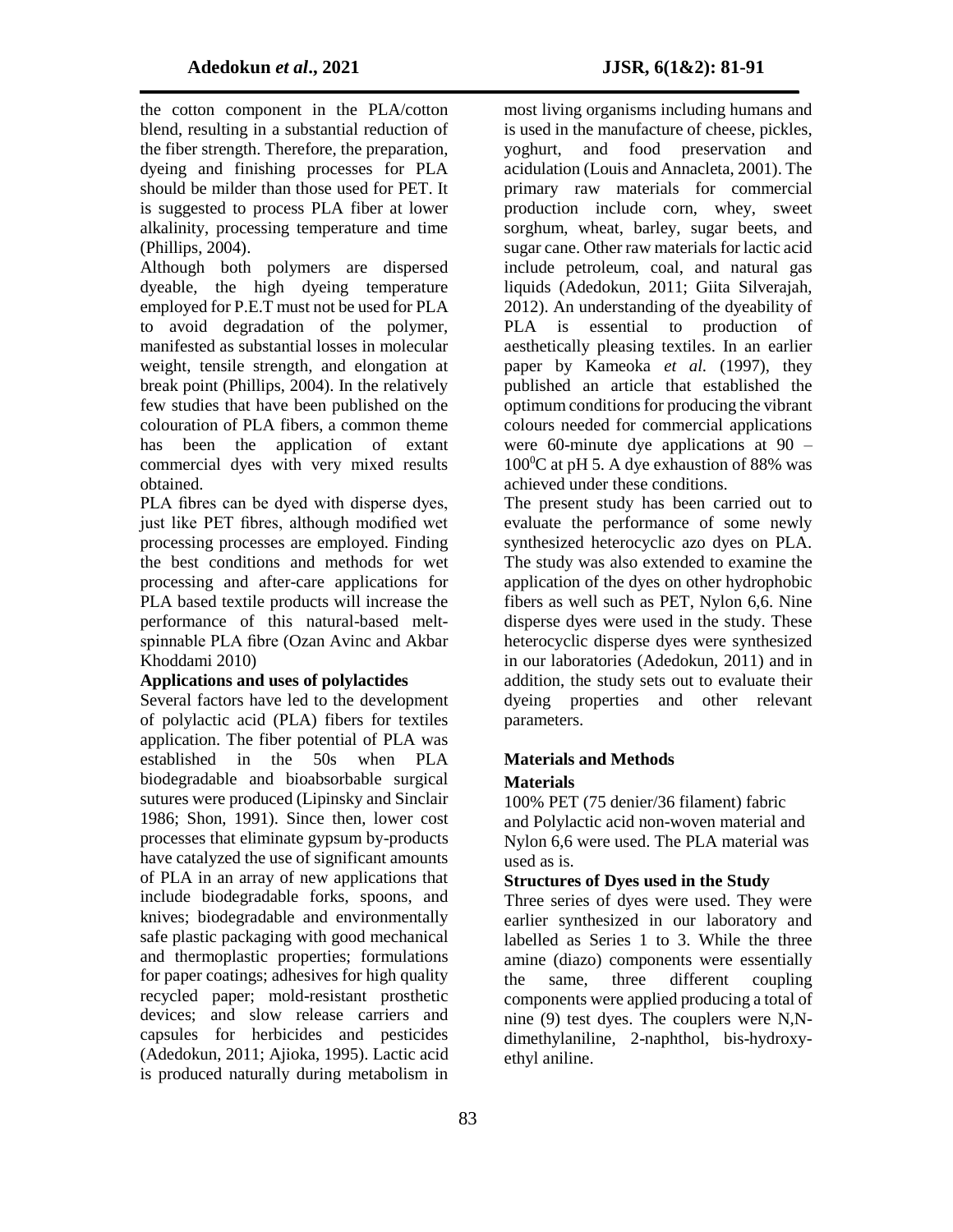the cotton component in the PLA/cotton blend, resulting in a substantial reduction of the fiber strength. Therefore, the preparation, dyeing and finishing processes for PLA should be milder than those used for PET. It is suggested to process PLA fiber at lower alkalinity, processing temperature and time (Phillips, 2004).

Although both polymers are dispersed dyeable, the high dyeing temperature employed for P.E.T must not be used for PLA to avoid degradation of the polymer, manifested as substantial losses in molecular weight, tensile strength, and elongation at break point (Phillips, 2004). In the relatively few studies that have been published on the colouration of PLA fibers, a common theme has been the application of extant commercial dyes with very mixed results obtained.

PLA fibres can be dyed with disperse dyes, just like PET fibres, although modified wet processing processes are employed. Finding the best conditions and methods for wet processing and after-care applications for PLA based textile products will increase the performance of this natural-based melt-spinnable PLA fibre (Ozan Avinc and Akbar Khoddami 2010)

### Applications and uses of polylactides

Several factors have led to the development of polylactic acid (PLA) fibers for textiles application. The fiber potential of PLA was established in the 50s when PLA biodegradable and bioabsorbable surgical sutures were produced (Lipinsky and Sinclair 1986; Shon, 1991). Since then, lower cost processes that eliminate gypsum by-products have catalyzed the use of significant amounts of PLA in an array of new applications that include biodegradable forks, spoons, and knives; biodegradable and environmentally safe plastic packaging with good mechanical and thermoplastic properties; formulations for paper coatings; adhesives for high quality recycled paper; mold-resistant prosthetic devices; and slow release carriers and capsules for herbicides and pesticides (Adedokun, 2011; Ajioka, 1995). Lactic acid is produced naturally during metabolism in most living organisms including humans and is used in the manufacture of cheese, pickles, yoghurt, and food preservation and acidulation (Louis and Annacleta, 2001). The primary raw materials for commercial production include corn, whey, sweet sorghum, wheat, barley, sugar beets, and sugar cane. Other raw materials for lactic acid include petroleum, coal, and natural gas liquids (Adedokun, 2011; Giita Silverajah, 2012). An understanding of the dyeability of PLA is essential to production of aesthetically pleasing textiles. In an earlier paper by Kameoka *et al.* (1997), they published an article that established the optimum conditions for producing the vibrant colours needed for commercial applications were 60-minute dye applications at 90 – $100^0$C at pH 5. A dye exhaustion of 88% was achieved under these conditions.

The present study has been carried out to evaluate the performance of some newly synthesized heterocyclic azo dyes on PLA. The study was also extended to examine the application of the dyes on other hydrophobic fibers as well such as PET, Nylon 6,6. Nine disperse dyes were used in the study. These heterocyclic disperse dyes were synthesized in our laboratories (Adedokun, 2011) and in addition, the study sets out to evaluate their dyeing properties and other relevant parameters.

## Materials and Methods

### Materials

100% PET (75 denier/36 filament) fabric and Polylactic acid non-woven material and Nylon 6,6 were used. The PLA material was used as is.

### Structures of Dyes used in the Study

Three series of dyes were used. They were earlier synthesized in our laboratory and labelled as Series 1 to 3. While the three amine (diazo) components were essentially the same, three different coupling components were applied producing a total of nine (9) test dyes. The couplers were N,N-dimethylaniline, 2-naphthol, bis-hydroxy-ethyl aniline.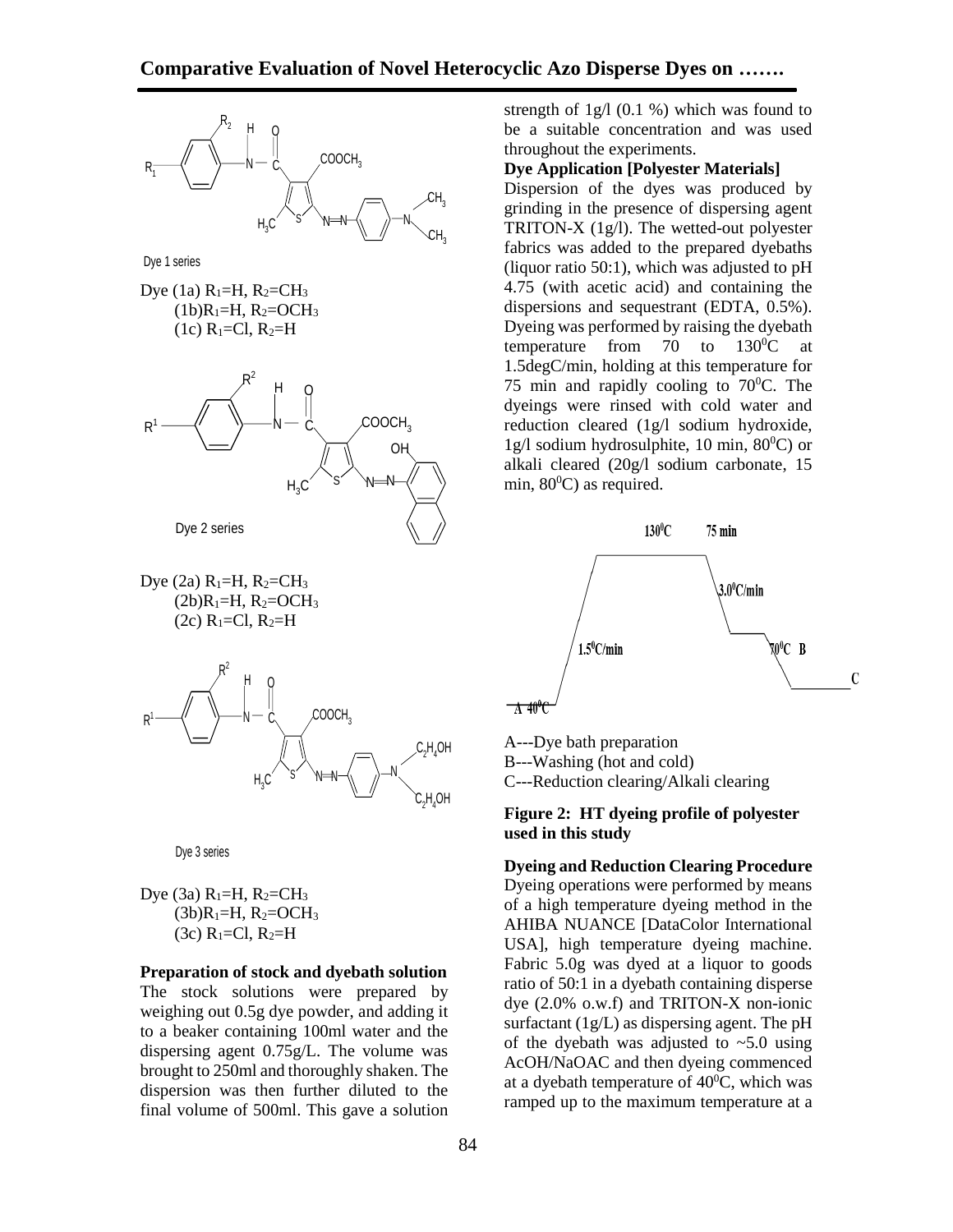Dye 1 series

Dye (1a) $R_1$=H, $R_2$=$CH_3$
(1b)$R_1$=H, $R_2$=$OCH_3$
(1c) $R_1$=Cl, $R_2$=H

Dye 2 series

Dye (2a) $R_1$=H, $R_2$=$CH_3$
(2b)$R_1$=H, $R_2$=$OCH_3$
(2c) $R_1$=Cl, $R_2$=H

Dye 3 series

Dye (3a) $R_1$=H, $R_2$=$CH_3$
(3b)$R_1$=H, $R_2$=$OCH_3$
(3c) $R_1$=Cl, $R_2$=H

**Preparation of stock and dyebath solution**

The stock solutions were prepared by weighing out 0.5g dye powder, and adding it to a beaker containing 100ml water and the dispersing agent 0.75g/L. The volume was brought to 250ml and thoroughly shaken. The dispersion was then further diluted to the final volume of 500ml. This gave a solution strength of 1g/l (0.1 %) which was found to be a suitable concentration and was used throughout the experiments.

**Dye Application [Polyester Materials]**

Dispersion of the dyes was produced by grinding in the presence of dispersing agent TRITON-X (1g/l). The wetted-out polyester fabrics was added to the prepared dyebaths (liquor ratio 50:1), which was adjusted to pH 4.75 (with acetic acid) and containing the dispersions and sequestrant (EDTA, 0.5%). Dyeing was performed by raising the dyebath temperature from 70 to 130$^0$C at 1.5degC/min, holding at this temperature for 75 min and rapidly cooling to 70$^0$C. The dyeings were rinsed with cold water and reduction cleared (1g/l sodium hydroxide, 1g/l sodium hydrosulphite, 10 min, 80$^0$C) or alkali cleared (20g/l sodium carbonate, 15 min, 80$^0$C) as required.

A---Dye bath preparation
B---Washing (hot and cold)
C---Reduction clearing/Alkali clearing

**Figure 2: HT dyeing profile of polyester used in this study**

**Dyeing and Reduction Clearing Procedure**

Dyeing operations were performed by means of a high temperature dyeing method in the AHIBA NUANCE [DataColor International USA], high temperature dyeing machine. Fabric 5.0g was dyed at a liquor to goods ratio of 50:1 in a dyebath containing disperse dye (2.0% o.w.f) and TRITON-X non-ionic surfactant (1g/L) as dispersing agent. The pH of the dyebath was adjusted to ~5.0 using AcOH/NaOAC and then dyeing commenced at a dyebath temperature of 40$^0$C, which was ramped up to the maximum temperature at a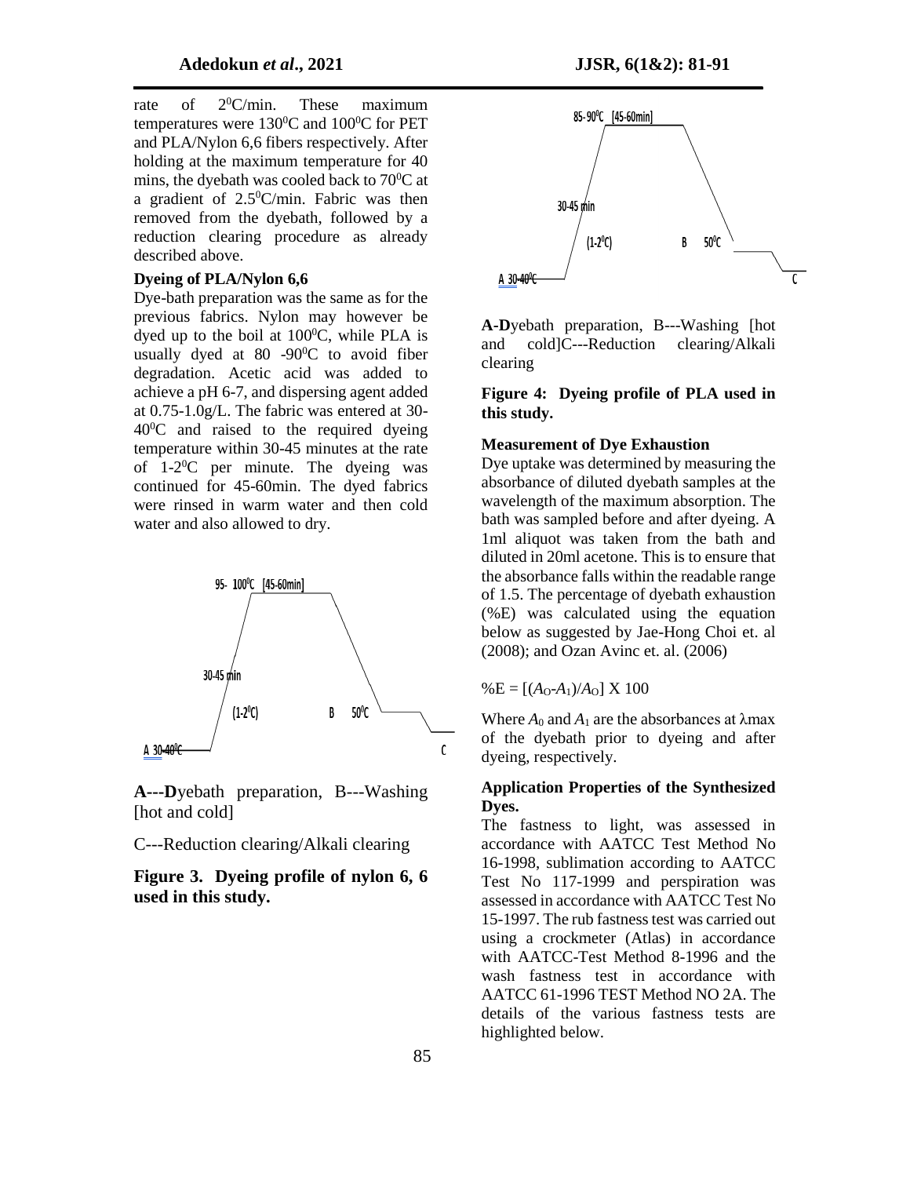rate of 2$^{0}$C/min. These maximum temperatures were 130$^{0}$C and 100$^{0}$C for PET and PLA/Nylon 6,6 fibers respectively. After holding at the maximum temperature for 40 mins, the dyebath was cooled back to 70$^{0}$C at a gradient of 2.5$^{0}$C/min. Fabric was then removed from the dyebath, followed by a reduction clearing procedure as already described above.

### Dyeing of PLA/Nylon 6,6

Dye-bath preparation was the same as for the previous fabrics. Nylon may however be dyed up to the boil at 100$^{0}$C, while PLA is usually dyed at 80 -90$^{0}$C to avoid fiber degradation. Acetic acid was added to achieve a pH 6-7, and dispersing agent added at 0.75-1.0g/L. The fabric was entered at 30-40$^{0}$C and raised to the required dyeing temperature within 30-45 minutes at the rate of 1-2$^{0}$C per minute. The dyeing was continued for 45-60min. The dyed fabrics were rinsed in warm water and then cold water and also allowed to dry.

95- 100$^{0}$C [45-60min]

30-45 min

(1-2$^{0}$C) B 50$^{0}$C

A 30-40$^{0}$C C

**A---D**yebath preparation, B---Washing [hot and cold]

C---Reduction clearing/Alkali clearing

**Figure 3. Dyeing profile of nylon 6, 6 used in this study.**

85- 90$^{0}$C [45-60min]

30-45 min

(1-2$^{0}$C) B 50$^{0}$C

A 30-40$^{0}$C C

**A-D**yebath preparation, B---Washing [hot and cold]C---Reduction clearing/Alkali clearing

**Figure 4: Dyeing profile of PLA used in this study.**

### Measurement of Dye Exhaustion

Dye uptake was determined by measuring the absorbance of diluted dyebath samples at the wavelength of the maximum absorption. The bath was sampled before and after dyeing. A 1ml aliquot was taken from the bath and diluted in 20ml acetone. This is to ensure that the absorbance falls within the readable range of 1.5. The percentage of dyebath exhaustion (%E) was calculated using the equation below as suggested by Jae-Hong Choi et. al (2008); and Ozan Avinc et. al. (2006)

$$\%E = [(A_O - A_1)/A_O] \times 100$$

Where $A_0$ and $A_1$ are the absorbances at $\lambda$max of the dyebath prior to dyeing and after dyeing, respectively.

### Application Properties of the Synthesized Dyes.

The fastness to light, was assessed in accordance with AATCC Test Method No 16-1998, sublimation according to AATCC Test No 117-1999 and perspiration was assessed in accordance with AATCC Test No 15-1997. The rub fastness test was carried out using a crockmeter (Atlas) in accordance with AATCC-Test Method 8-1996 and the wash fastness test in accordance with AATCC 61-1996 TEST Method NO 2A. The details of the various fastness tests are highlighted below.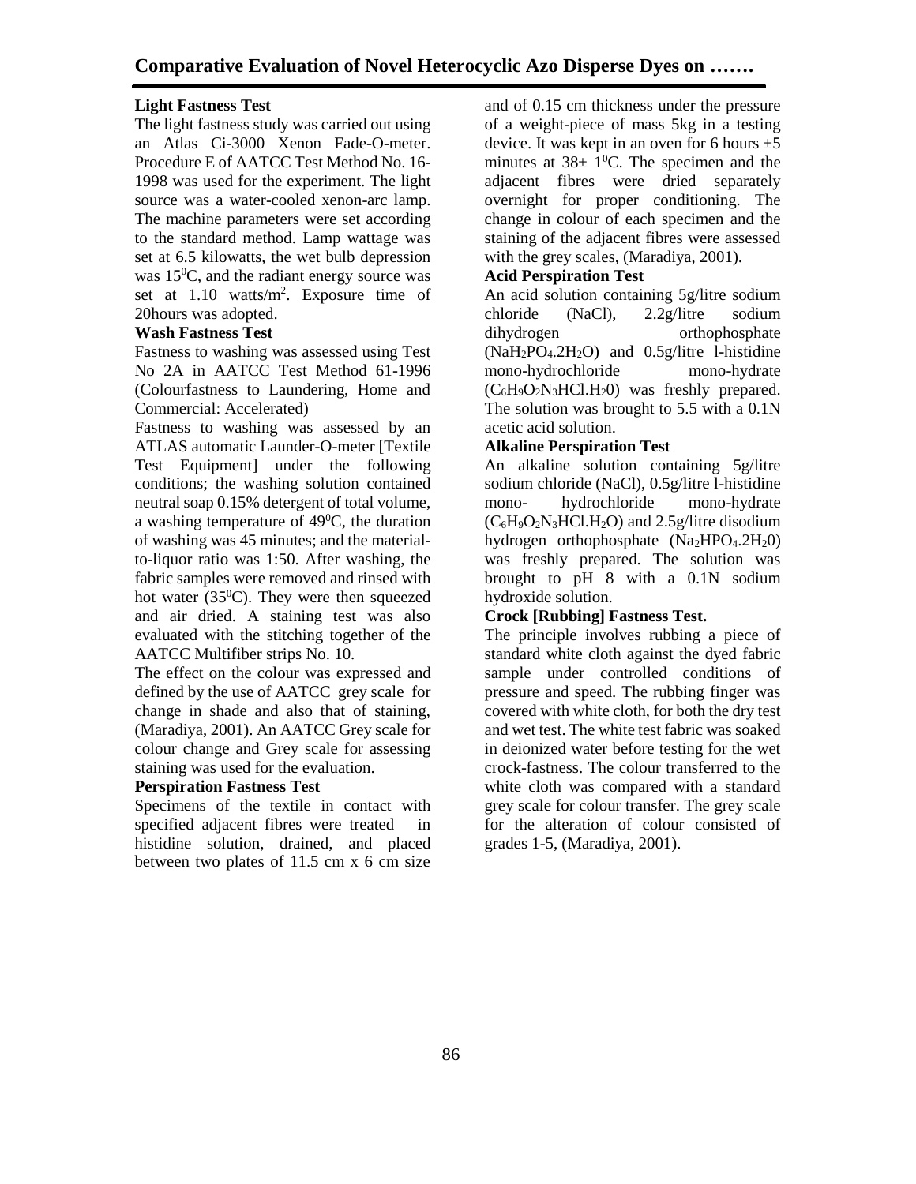### Light Fastness Test

The light fastness study was carried out using an Atlas Ci-3000 Xenon Fade-O-meter. Procedure E of AATCC Test Method No. 16-1998 was used for the experiment. The light source was a water-cooled xenon-arc lamp. The machine parameters were set according to the standard method. Lamp wattage was set at 6.5 kilowatts, the wet bulb depression was $15^0$C, and the radiant energy source was set at 1.10 watts/$m^2$. Exposure time of 20hours was adopted.

### Wash Fastness Test

Fastness to washing was assessed using Test No 2A in AATCC Test Method 61-1996 (Colourfastness to Laundering, Home and Commercial: Accelerated)

Fastness to washing was assessed by an ATLAS automatic Launder-O-meter [Textile Test Equipment] under the following conditions; the washing solution contained neutral soap 0.15% detergent of total volume, a washing temperature of $49^0$C, the duration of washing was 45 minutes; and the material-to-liquor ratio was 1:50. After washing, the fabric samples were removed and rinsed with hot water ($35^0$C). They were then squeezed and air dried. A staining test was also evaluated with the stitching together of the AATCC Multifiber strips No. 10.

The effect on the colour was expressed and defined by the use of AATCC grey scale for change in shade and also that of staining, (Maradiya, 2001). An AATCC Grey scale for colour change and Grey scale for assessing staining was used for the evaluation.

### Perspiration Fastness Test

Specimens of the textile in contact with specified adjacent fibres were treated in histidine solution, drained, and placed between two plates of 11.5 cm x 6 cm size and of 0.15 cm thickness under the pressure of a weight-piece of mass 5kg in a testing device. It was kept in an oven for 6 hours ±5 minutes at 38± $1^0$C. The specimen and the adjacent fibres were dried separately overnight for proper conditioning. The change in colour of each specimen and the staining of the adjacent fibres were assessed with the grey scales, (Maradiya, 2001).

### Acid Perspiration Test

An acid solution containing 5g/litre sodium chloride (NaCl), 2.2g/litre sodium dihydrogen orthophosphate ($NaH_2PO_4.2H_2O$) and 0.5g/litre l-histidine mono-hydrochloride mono-hydrate ($C_6H_9O_2N_3HCl.H_20$) was freshly prepared. The solution was brought to 5.5 with a 0.1N acetic acid solution.

### Alkaline Perspiration Test

An alkaline solution containing 5g/litre sodium chloride (NaCl), 0.5g/litre l-histidine mono- hydrochloride mono-hydrate ($C_6H_9O_2N_3HCl.H_2O$) and 2.5g/litre disodium hydrogen orthophosphate ($Na_2HPO_4.2H_20$) was freshly prepared. The solution was brought to pH 8 with a 0.1N sodium hydroxide solution.

### Crock [Rubbing] Fastness Test.

The principle involves rubbing a piece of standard white cloth against the dyed fabric sample under controlled conditions of pressure and speed. The rubbing finger was covered with white cloth, for both the dry test and wet test. The white test fabric was soaked in deionized water before testing for the wet crock-fastness. The colour transferred to the white cloth was compared with a standard grey scale for colour transfer. The grey scale for the alteration of colour consisted of grades 1-5, (Maradiya, 2001).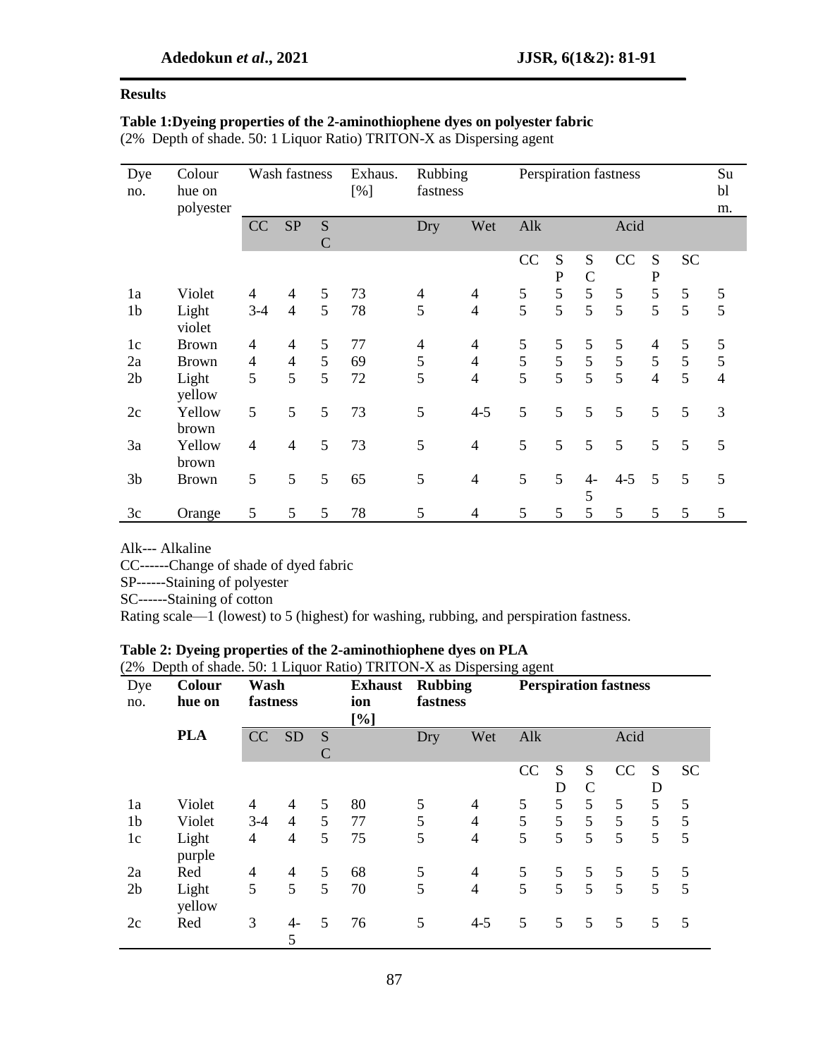**Results**

**Table 1:Dyeing properties of the 2-aminothiophene dyes on polyester fabric**

(2% Depth of shade. 50: 1 Liquor Ratio) TRITON-X as Dispersing agent

| Dye no. | Colour hue on polyester | Wash fastness | | | Exhaus. [%] | Rubbing fastness | | Perspiration fastness | | | | | | Subl m. |
|---|---|---|---|---|---|---|---|---|---|---|---|---|---|---|
| | | CC | SP | SC | | Dry | Wet | Alk | | | Acid | | | |
| | | | | | | | | CC | SP | SC | CC | SP | SC | |
| 1a | Violet | 4 | 4 | 5 | 73 | 4 | 4 | 5 | 5 | 5 | 5 | 5 | 5 | 5 |
| 1b | Light violet | 3-4 | 4 | 5 | 78 | 5 | 4 | 5 | 5 | 5 | 5 | 5 | 5 | 5 |
| 1c | Brown | 4 | 4 | 5 | 77 | 4 | 4 | 5 | 5 | 5 | 5 | 4 | 5 | 5 |
| 2a | Brown | 4 | 4 | 5 | 69 | 5 | 4 | 5 | 5 | 5 | 5 | 5 | 5 | 5 |
| 2b | Light yellow | 5 | 5 | 5 | 72 | 5 | 4 | 5 | 5 | 5 | 5 | 4 | 5 | 4 |
| 2c | Yellow brown | 5 | 5 | 5 | 73 | 5 | 4-5 | 5 | 5 | 5 | 5 | 5 | 5 | 3 |
| 3a | Yellow brown | 4 | 4 | 5 | 73 | 5 | 4 | 5 | 5 | 5 | 5 | 5 | 5 | 5 |
| 3b | Brown | 5 | 5 | 5 | 65 | 5 | 4 | 5 | 5 | 4-5 | 4-5 | 5 | 5 | 5 |
| 3c | Orange | 5 | 5 | 5 | 78 | 5 | 4 | 5 | 5 | 5 | 5 | 5 | 5 | 5 |

Alk--- Alkaline

CC------Change of shade of dyed fabric

SP------Staining of polyester

SC------Staining of cotton

Rating scale—1 (lowest) to 5 (highest) for washing, rubbing, and perspiration fastness.

**Table 2: Dyeing properties of the 2-aminothiophene dyes on PLA**

(2% Depth of shade. 50: 1 Liquor Ratio) TRITON-X as Dispersing agent

| Dye no. | **Colour hue on PLA** | **Wash fastness** | | | **Exhaustion [%]** | **Rubbing fastness** | | **Perspiration fastness** | | | | | |
|---|---|---|---|---|---|---|---|---|---|---|---|---|---|
| | | CC | SD | SC | | Dry | Wet | Alk | | | Acid | | |
| | | | | | | | | CC | SD | SC | CC | SD | SC |
| 1a | Violet | 4 | 4 | 5 | 80 | 5 | 4 | 5 | 5 | 5 | 5 | 5 | 5 |
| 1b | Violet | 3-4 | 4 | 5 | 77 | 5 | 4 | 5 | 5 | 5 | 5 | 5 | 5 |
| 1c | Light purple | 4 | 4 | 5 | 75 | 5 | 4 | 5 | 5 | 5 | 5 | 5 | 5 |
| 2a | Red | 4 | 4 | 5 | 68 | 5 | 4 | 5 | 5 | 5 | 5 | 5 | 5 |
| 2b | Light yellow | 5 | 5 | 5 | 70 | 5 | 4 | 5 | 5 | 5 | 5 | 5 | 5 |
| 2c | Red | 3 | 4-5 | 5 | 76 | 5 | 4-5 | 5 | 5 | 5 | 5 | 5 | 5 |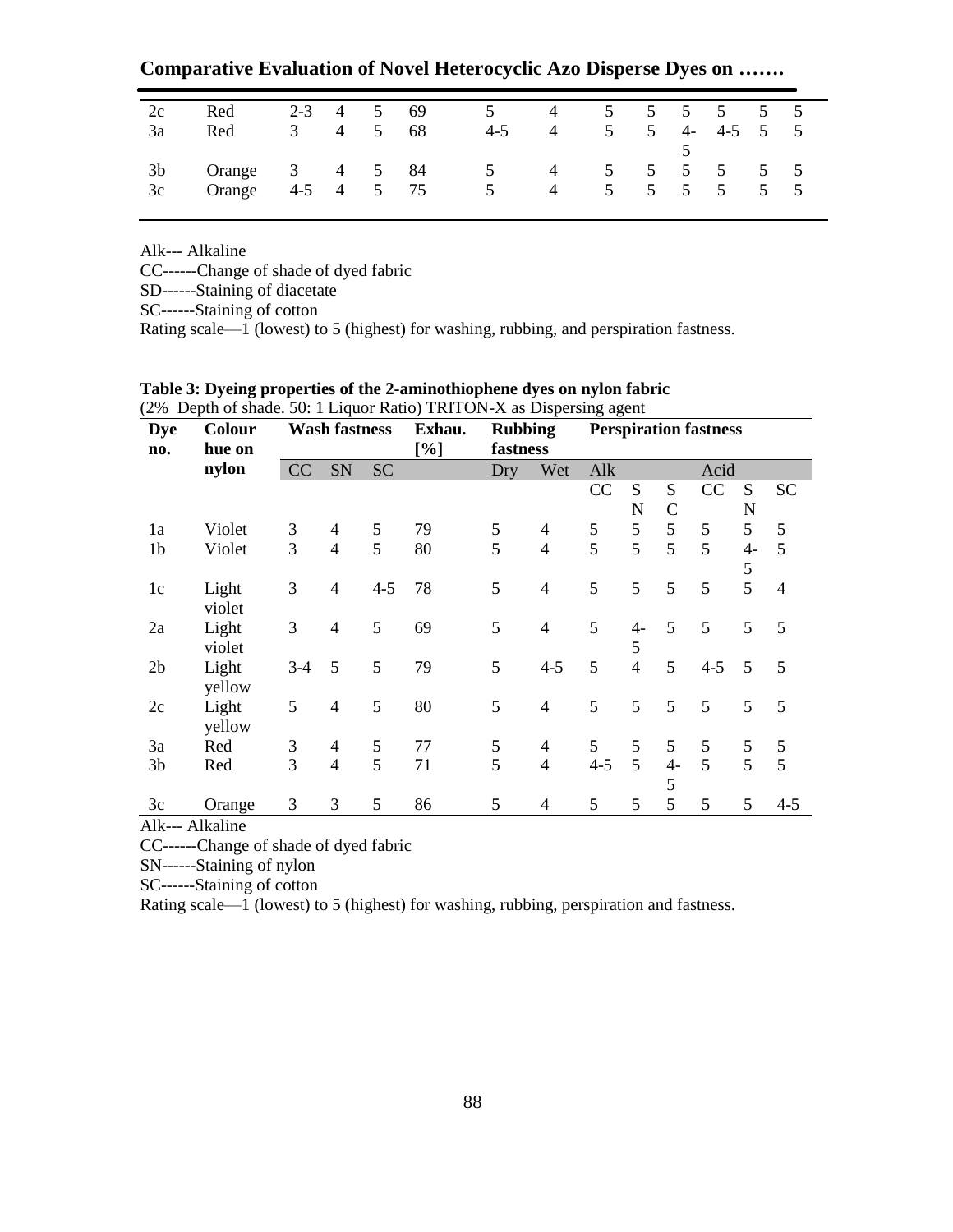| 2c | Red | 2-3 | 4 | 5 | 69 | 5 | 4 | 5 | 5 | 5 | 5 | 5 | 5 |
|---|---|---|---|---|---|---|---|---|---|---|---|---|---|
| 3a | Red | 3 | 4 | 5 | 68 | 4-5 | 4 | 5 | 5 | 4-5 | 4-5 | 5 | 5 |
| 3b | Orange | 3 | 4 | 5 | 84 | 5 | 4 | 5 | 5 | 5 | 5 | 5 | 5 |
| 3c | Orange | 4-5 | 4 | 5 | 75 | 5 | 4 | 5 | 5 | 5 | 5 | 5 | 5 |

Alk--- Alkaline
CC------Change of shade of dyed fabric
SD------Staining of diacetate
SC------Staining of cotton
Rating scale—1 (lowest) to 5 (highest) for washing, rubbing, and perspiration fastness.

**Table 3: Dyeing properties of the 2-aminothiophene dyes on nylon fabric**
(2% Depth of shade. 50: 1 Liquor Ratio) TRITON-X as Dispersing agent

| Dye no. | Colour hue on nylon | Wash fastness | | | Exhau. [%] | Rubbing fastness | | Perspiration fastness | | | | | |
|---|---|---|---|---|---|---|---|---|---|---|---|---|---|
| | | CC | SN | SC | | Dry | Wet | Alk | | | Acid | | |
| | | | | | | | | CC | SN | SC | CC | SN | SC |
| 1a | Violet | 3 | 4 | 5 | 79 | 5 | 4 | 5 | 5 | 5 | 5 | 5 | 5 |
| 1b | Violet | 3 | 4 | 5 | 80 | 5 | 4 | 5 | 5 | 5 | 5 | 4-5 | 5 |
| 1c | Light violet | 3 | 4 | 4-5 | 78 | 5 | 4 | 5 | 5 | 5 | 5 | 5 | 4 |
| 2a | Light violet | 3 | 4 | 5 | 69 | 5 | 4 | 5 | 4-5 | 5 | 5 | 5 | 5 |
| 2b | Light yellow | 3-4 | 5 | 5 | 79 | 5 | 4-5 | 5 | 4 | 5 | 4-5 | 5 | 5 |
| 2c | Light yellow | 5 | 4 | 5 | 80 | 5 | 4 | 5 | 5 | 5 | 5 | 5 | 5 |
| 3a | Red | 3 | 4 | 5 | 77 | 5 | 4 | 5 | 5 | 5 | 5 | 5 | 5 |
| 3b | Red | 3 | 4 | 5 | 71 | 5 | 4 | 4-5 | 5 | 4-5 | 5 | 5 | 5 |
| 3c | Orange | 3 | 3 | 5 | 86 | 5 | 4 | 5 | 5 | 5 | 5 | 5 | 4-5 |

Alk--- Alkaline
CC------Change of shade of dyed fabric
SN------Staining of nylon
SC------Staining of cotton
Rating scale—1 (lowest) to 5 (highest) for washing, rubbing, perspiration and fastness.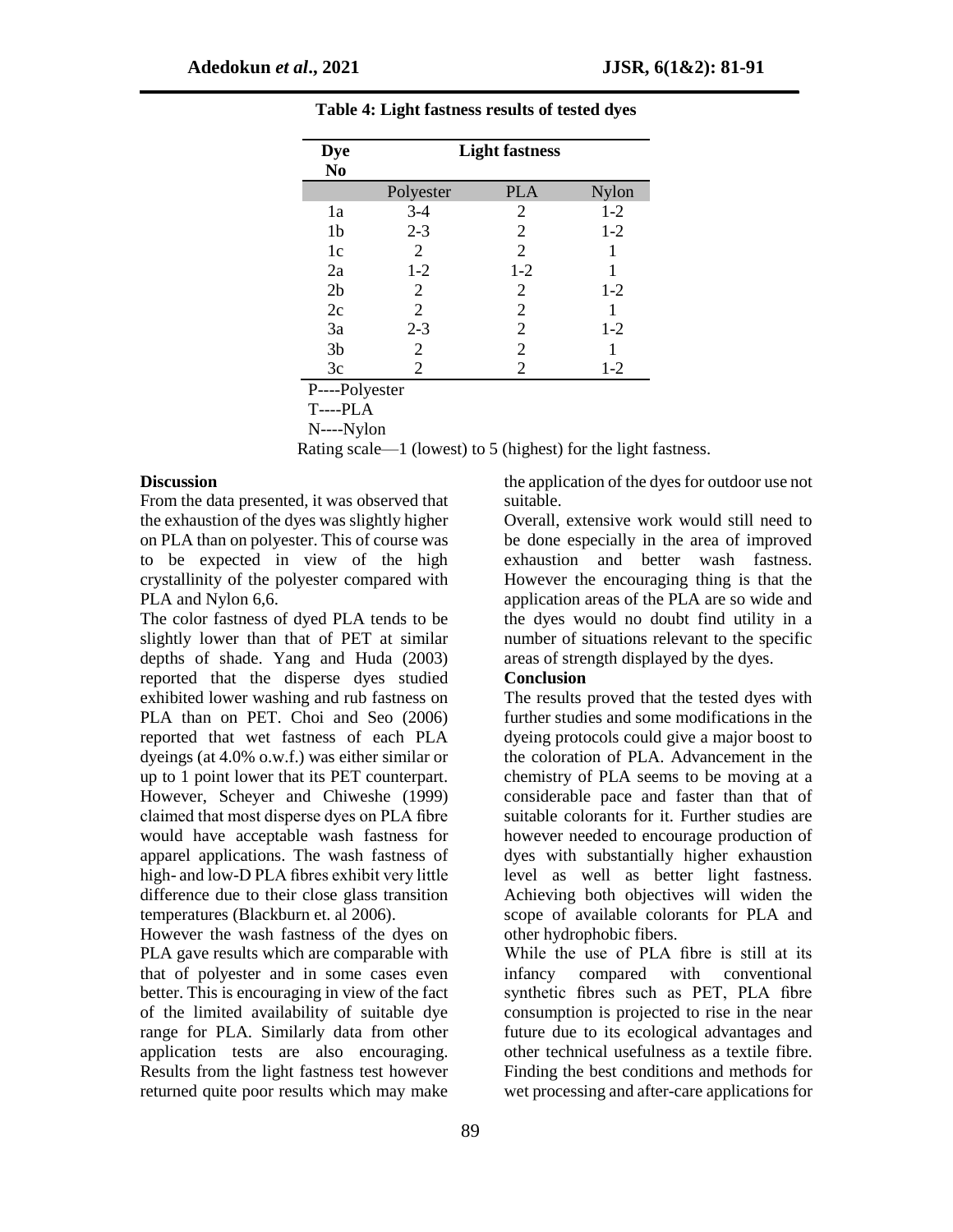**Table 4: Light fastness results of tested dyes**

| Dye No | Light fastness | | |
|---|---|---|---|
| | Polyester | PLA | Nylon |
| 1a | 3-4 | 2 | 1-2 |
| 1b | 2-3 | 2 | 1-2 |
| 1c | 2 | 2 | 1 |
| 2a | 1-2 | 1-2 | 1 |
| 2b | 2 | 2 | 1-2 |
| 2c | 2 | 2 | 1 |
| 3a | 2-3 | 2 | 1-2 |
| 3b | 2 | 2 | 1 |
| 3c | 2 | 2 | 1-2 |

P----Polyester
T----PLA
N----Nylon
Rating scale—1 (lowest) to 5 (highest) for the light fastness.

## Discussion

From the data presented, it was observed that the exhaustion of the dyes was slightly higher on PLA than on polyester. This of course was to be expected in view of the high crystallinity of the polyester compared with PLA and Nylon 6,6.

The color fastness of dyed PLA tends to be slightly lower than that of PET at similar depths of shade. Yang and Huda (2003) reported that the disperse dyes studied exhibited lower washing and rub fastness on PLA than on PET. Choi and Seo (2006) reported that wet fastness of each PLA dyeings (at 4.0% o.w.f.) was either similar or up to 1 point lower that its PET counterpart. However, Scheyer and Chiweshe (1999) claimed that most disperse dyes on PLA fibre would have acceptable wash fastness for apparel applications. The wash fastness of high- and low-D PLA fibres exhibit very little difference due to their close glass transition temperatures (Blackburn et. al 2006).

However the wash fastness of the dyes on PLA gave results which are comparable with that of polyester and in some cases even better. This is encouraging in view of the fact of the limited availability of suitable dye range for PLA. Similarly data from other application tests are also encouraging. Results from the light fastness test however returned quite poor results which may make the application of the dyes for outdoor use not suitable.

Overall, extensive work would still need to be done especially in the area of improved exhaustion and better wash fastness. However the encouraging thing is that the application areas of the PLA are so wide and the dyes would no doubt find utility in a number of situations relevant to the specific areas of strength displayed by the dyes.

## Conclusion

The results proved that the tested dyes with further studies and some modifications in the dyeing protocols could give a major boost to the coloration of PLA. Advancement in the chemistry of PLA seems to be moving at a considerable pace and faster than that of suitable colorants for it. Further studies are however needed to encourage production of dyes with substantially higher exhaustion level as well as better light fastness. Achieving both objectives will widen the scope of available colorants for PLA and other hydrophobic fibers.

While the use of PLA fibre is still at its infancy compared with conventional synthetic fibres such as PET, PLA fibre consumption is projected to rise in the near future due to its ecological advantages and other technical usefulness as a textile fibre. Finding the best conditions and methods for wet processing and after-care applications for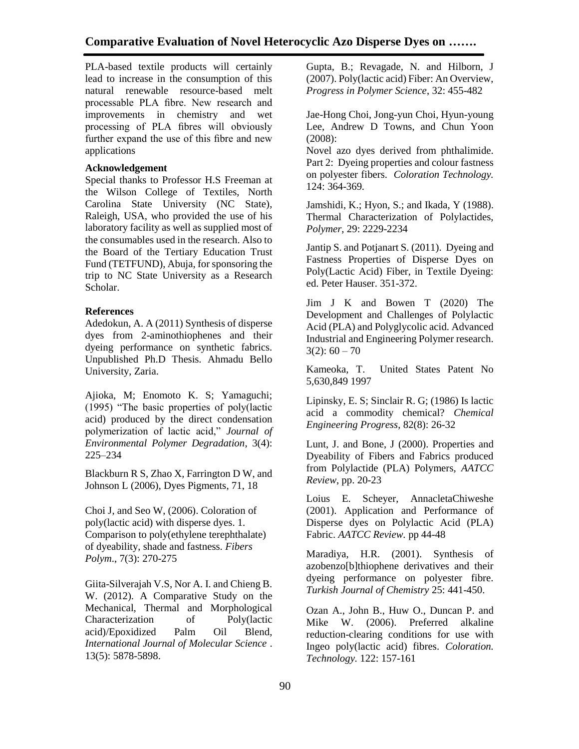PLA-based textile products will certainly lead to increase in the consumption of this natural renewable resource-based melt processable PLA fibre. New research and improvements in chemistry and wet processing of PLA fibres will obviously further expand the use of this fibre and new applications

### Acknowledgement

Special thanks to Professor H.S Freeman at the Wilson College of Textiles, North Carolina State University (NC State), Raleigh, USA, who provided the use of his laboratory facility as well as supplied most of the consumables used in the research. Also to the Board of the Tertiary Education Trust Fund (TETFUND), Abuja, for sponsoring the trip to NC State University as a Research Scholar.

### References

Adedokun, A. A (2011) Synthesis of disperse dyes from 2-aminothiophenes and their dyeing performance on synthetic fabrics. Unpublished Ph.D Thesis. Ahmadu Bello University, Zaria.

Ajioka, M; Enomoto K. S; Yamaguchi; (1995) "The basic properties of poly(lactic acid) produced by the direct condensation polymerization of lactic acid," *Journal of Environmental Polymer Degradation*, 3(4): 225–234

Blackburn R S, Zhao X, Farrington D W, and Johnson L (2006), Dyes Pigments, 71, 18

Choi J, and Seo W, (2006). Coloration of poly(lactic acid) with disperse dyes. 1. Comparison to poly(ethylene terephthalate) of dyeability, shade and fastness. *Fibers Polym*., 7(3): 270-275

Giita-Silverajah V.S, Nor A. I. and Chieng B. W. (2012). A Comparative Study on the Mechanical, Thermal and Morphological Characterization of Poly(lactic acid)/Epoxidized Palm Oil Blend, *International Journal of Molecular Science* . 13(5): 5878-5898.

Gupta, B.; Revagade, N. and Hilborn, J (2007). Poly(lactic acid) Fiber: An Overview, *Progress in Polymer Science*, 32: 455-482

Jae-Hong Choi, Jong-yun Choi, Hyun-young Lee, Andrew D Towns, and Chun Yoon (2008):
Novel azo dyes derived from phthalimide. Part 2: Dyeing properties and colour fastness on polyester fibers. *Coloration Technology.* 124: 364-369.

Jamshidi, K.; Hyon, S.; and Ikada, Y (1988). Thermal Characterization of Polylactides, *Polymer*, 29: 2229-2234

Jantip S. and Potjanart S. (2011). Dyeing and Fastness Properties of Disperse Dyes on Poly(Lactic Acid) Fiber, in Textile Dyeing: ed. Peter Hauser. 351-372.

Jim J K and Bowen T (2020) The Development and Challenges of Polylactic Acid (PLA) and Polyglycolic acid. Advanced Industrial and Engineering Polymer research. 3(2): 60 – 70

Kameoka, T. United States Patent No 5,630,849 1997

Lipinsky, E. S; Sinclair R. G; (1986) Is lactic acid a commodity chemical? *Chemical Engineering Progress*, 82(8): 26-32

Lunt, J. and Bone, J (2000). Properties and Dyeability of Fibers and Fabrics produced from Polylactide (PLA) Polymers, *AATCC Review*, pp. 20-23

Loius E. Scheyer, AnnacletaChiweshe (2001). Application and Performance of Disperse dyes on Polylactic Acid (PLA) Fabric. *AATCC Review.* pp 44-48

Maradiya, H.R. (2001). Synthesis of azobenzo[b]thiophene derivatives and their dyeing performance on polyester fibre. *Turkish Journal of Chemistry* 25: 441-450.

Ozan A., John B., Huw O., Duncan P. and Mike W. (2006). Preferred alkaline reduction-clearing conditions for use with Ingeo poly(lactic acid) fibres. *Coloration. Technology.* 122: 157-161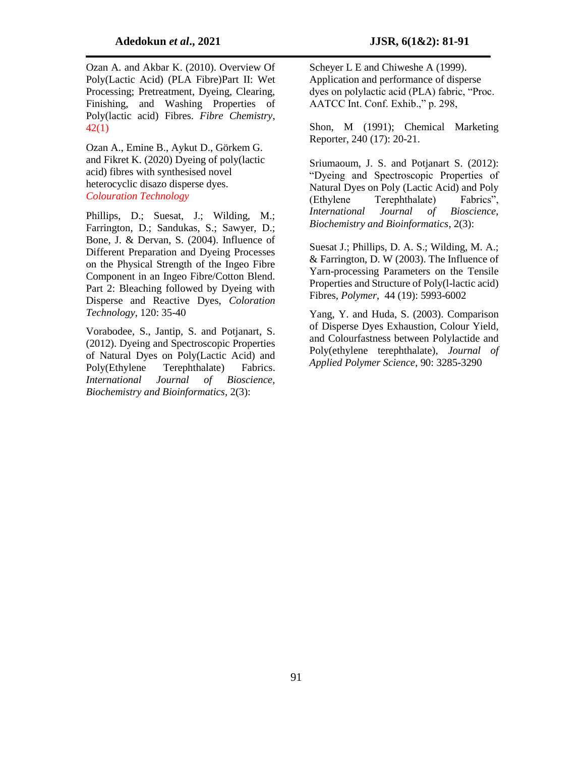Ozan A. and Akbar K. (2010). Overview Of Poly(Lactic Acid) (PLA Fibre)Part II: Wet Processing; Pretreatment, Dyeing, Clearing, Finishing, and Washing Properties of Poly(lactic acid) Fibres. *Fibre Chemistry*, 42(1)

Ozan A., Emine B., Aykut D., Görkem G. and Fikret K. (2020) Dyeing of poly(lactic acid) fibres with synthesised novel heterocyclic disazo disperse dyes. *Colouration Technology*

Phillips, D.; Suesat, J.; Wilding, M.; Farrington, D.; Sandukas, S.; Sawyer, D.; Bone, J. & Dervan, S. (2004). Influence of Different Preparation and Dyeing Processes on the Physical Strength of the Ingeo Fibre Component in an Ingeo Fibre/Cotton Blend. Part 2: Bleaching followed by Dyeing with Disperse and Reactive Dyes, *Coloration Technology*, 120: 35-40

Vorabodee, S., Jantip, S. and Potjanart, S. (2012). Dyeing and Spectroscopic Properties of Natural Dyes on Poly(Lactic Acid) and Poly(Ethylene Terephthalate) Fabrics. *International Journal of Bioscience, Biochemistry and Bioinformatics*, 2(3):

Scheyer L E and Chiweshe A (1999). Application and performance of disperse dyes on polylactic acid (PLA) fabric, "Proc. AATCC Int. Conf. Exhib.," p. 298,

Shon, M (1991); Chemical Marketing Reporter, 240 (17): 20-21.

Sriumaoum, J. S. and Potjanart S. (2012): "Dyeing and Spectroscopic Properties of Natural Dyes on Poly (Lactic Acid) and Poly (Ethylene Terephthalate) Fabrics", *International Journal of Bioscience, Biochemistry and Bioinformatics*, 2(3):

Suesat J.; Phillips, D. A. S.; Wilding, M. A.; & Farrington, D. W (2003). The Influence of Yarn-processing Parameters on the Tensile Properties and Structure of Poly(l-lactic acid) Fibres, *Polymer*, 44 (19): 5993-6002

Yang, Y. and Huda, S. (2003). Comparison of Disperse Dyes Exhaustion, Colour Yield, and Colourfastness between Polylactide and Poly(ethylene terephthalate), *Journal of Applied Polymer Science*, 90: 3285-3290